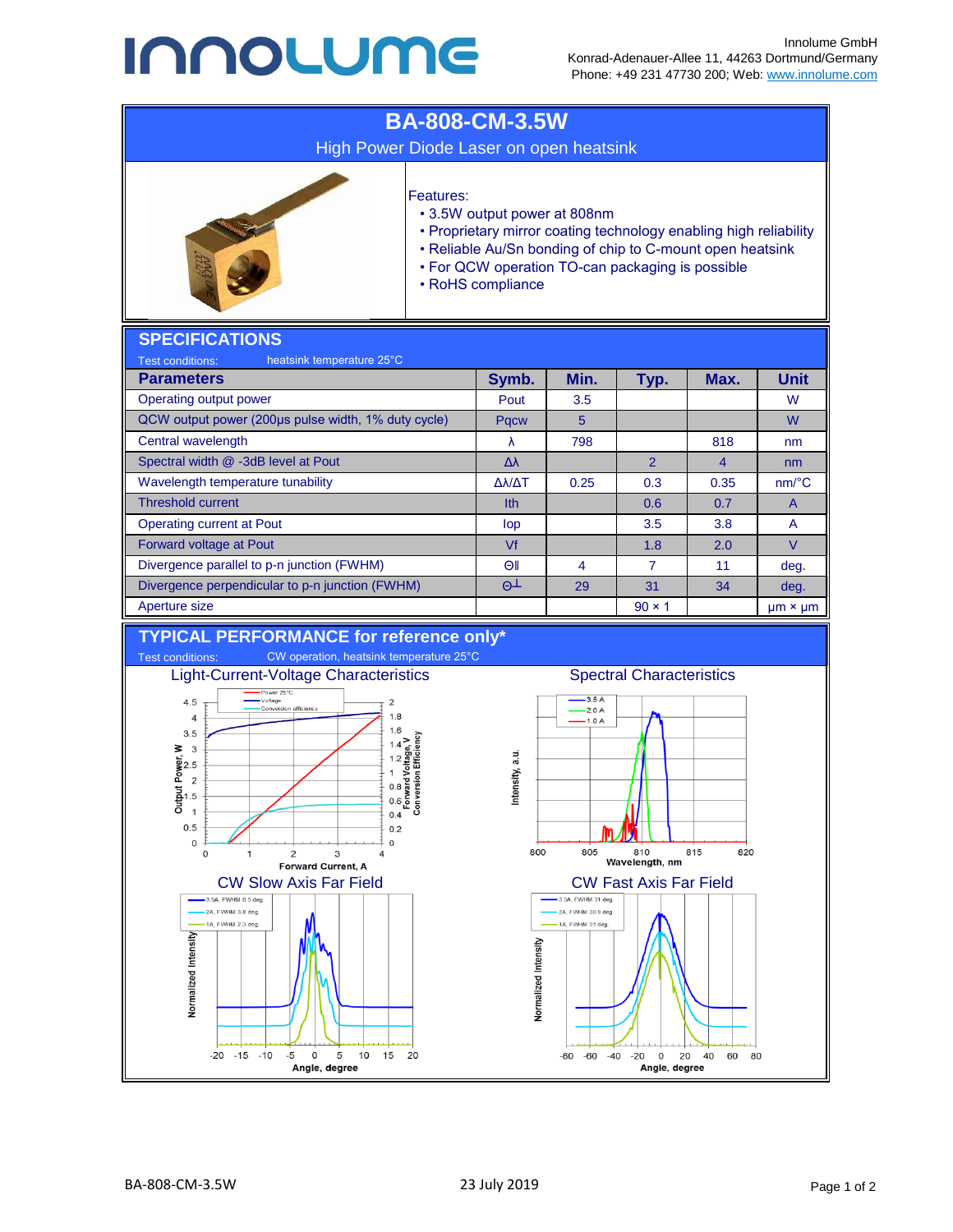Innolume GmbH
Konrad-Adenauer-Allee 11, 44263 Dortmund/Germany
Phone: +49 231 47730 200; Web: www.innolume.com

# BA-808-CM-3.5W

High Power Diode Laser on open heatsink

Features:

- 3.5W output power at 808nm
- Proprietary mirror coating technology enabling high reliability
- Reliable Au/Sn bonding of chip to C-mount open heatsink
- For QCW operation TO-can packaging is possible
- RoHS compliance

## SPECIFICATIONS

Test conditions: heatsink temperature 25°C

| Parameters | Symb. | Min. | Typ. | Max. | Unit |
|---|---|---|---|---|---|
| Operating output power | Pout | 3.5 | | | W |
| QCW output power (200µs pulse width, 1% duty cycle) | Pqcw | 5 | | | W |
| Central wavelength | λ | 798 | | 818 | nm |
| Spectral width @ -3dB level at Pout | Δλ | | 2 | 4 | nm |
| Wavelength temperature tunability | Δλ/ΔT | 0.25 | 0.3 | 0.35 | nm/°C |
| Threshold current | Ith | | 0.6 | 0.7 | A |
| Operating current at Pout | Iop | | 3.5 | 3.8 | A |
| Forward voltage at Pout | Vf | | 1.8 | 2.0 | V |
| Divergence parallel to p-n junction (FWHM) | Θ‖ | 4 | 7 | 11 | deg. |
| Divergence perpendicular to p-n junction (FWHM) | Θ⊥ | 29 | 31 | 34 | deg. |
| Aperture size | | | 90 × 1 | | µm × µm |

## TYPICAL PERFORMANCE for reference only*

Test conditions: CW operation, heatsink temperature 25°C

Light-Current-Voltage Characteristics

Power 25°C
Voltage
Conversion efficiency
Output Power, W
Forward Voltage, V
Conversion Efficiency
Forward Current, A

Spectral Characteristics

3.5 A
2.0 A
1.0 A
Intensity, a.u.
Wavelength, nm

CW Slow Axis Far Field

3.5A, FWHM 6.5 deg.
2A, FWHM 3.8 deg
1A, FWHM 2.3 deg
Normalized Intensity
Angle, degree

CW Fast Axis Far Field

3.5A, FWHM 31 deg
2A, FWHM 30.9 deg
1A, FWHM 31 deg.
Normalized Intensity
Angle, degree

BA-808-CM-3.5W 23 July 2019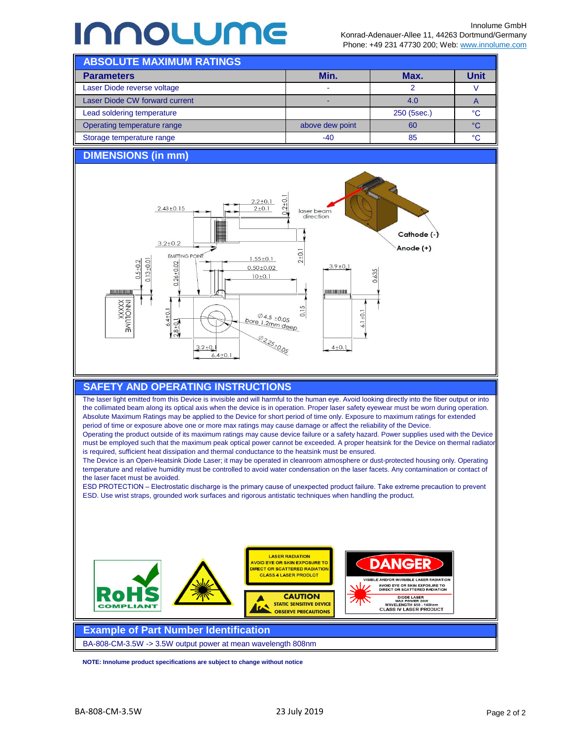Innolume GmbH
Konrad-Adenauer-Allee 11, 44263 Dortmund/Germany
Phone: +49 231 47730 200; Web: www.innolume.com

## ABSOLUTE MAXIMUM RATINGS

| Parameters | Min. | Max. | Unit |
|---|---|---|---|
| Laser Diode reverse voltage | - | 2 | V |
| Laser Diode CW forward current | - | 4.0 | A |
| Lead soldering temperature | | 250 (5sec.) | °C |
| Operating temperature range | above dew point | 60 | °C |
| Storage temperature range | -40 | 85 | °C |

## DIMENSIONS (in mm)

2.43±0.15
2.2±0.1
2±0.1
0.2±0.1
laser beam direction
Cathode (-)
Anode (+)
3.2±0.2
EMITTING POINT
1.55±0.1
0.50±0.02
10±0.1
2±0.1
3.9±0.1
0.635
0.5±0.2
0.13±0.01
0.26±0.02
0.15
6.4±0.1
2.8±0.1
Ø4.5 ±0.05 bore 1.2mm deep
Ø2.25±0.05
6.1±0.1
3.2±0.1
6.4±0.1
4±0.1
INNOLUME XXXXX

## SAFETY AND OPERATING INSTRUCTIONS

The laser light emitted from this Device is invisible and will harmful to the human eye. Avoid looking directly into the fiber output or into the collimated beam along its optical axis when the device is in operation. Proper laser safety eyewear must be worn during operation. Absolute Maximum Ratings may be applied to the Device for short period of time only. Exposure to maximum ratings for extended period of time or exposure above one or more max ratings may cause damage or affect the reliability of the Device.

Operating the product outside of its maximum ratings may cause device failure or a safety hazard. Power supplies used with the Device must be employed such that the maximum peak optical power cannot be exceeded. A proper heatsink for the Device on thermal radiator is required, sufficient heat dissipation and thermal conductance to the heatsink must be ensured.

The Device is an Open-Heatsink Diode Laser; it may be operated in cleanroom atmosphere or dust-protected housing only. Operating temperature and relative humidity must be controlled to avoid water condensation on the laser facets. Any contamination or contact of the laser facet must be avoided.

ESD PROTECTION – Electrostatic discharge is the primary cause of unexpected product failure. Take extreme precaution to prevent ESD. Use wrist straps, grounded work surfaces and rigorous antistatic techniques when handling the product.

RoHS COMPLIANT

LASER RADIATION
AVOID EYE OR SKIN EXPOSURE TO DIRECT OR SCATTERED RADIATION
CLASS 4 LASER PRODUCT

CAUTION
STATIC SENSITIVE DEVICE
OBSERVE PRECAUTIONS

DANGER
VISIBLE AND/OR INVISIBLE LASER RADIATION
AVOID EYE OR SKIN EXPOSURE TO DIRECT OR SCATTERED RADIATION
DIODE LASER
MAX POWER 20W
WAVELENGTH 650 - 1400 nm
CLASS IV LASER PRODUCT

## Example of Part Number Identification

BA-808-CM-3.5W -> 3.5W output power at mean wavelength 808nm

**NOTE: Innolume product specifications are subject to change without notice**

BA-808-CM-3.5W    23 July 2019